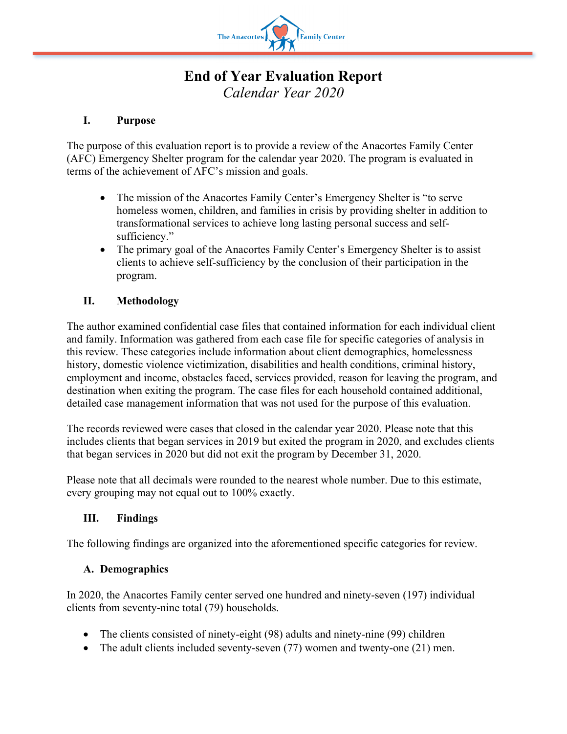# End of Year Evaluation Report

*Calendar Year 2020*

## I. Purpose

The purpose of this evaluation report is to provide a review of the Anacortes Family Center (AFC) Emergency Shelter program for the calendar year 2020. The program is evaluated in terms of the achievement of AFC's mission and goals.

- The mission of the Anacortes Family Center's Emergency Shelter is "to serve homeless women, children, and families in crisis by providing shelter in addition to transformational services to achieve long lasting personal success and self-sufficiency."
- The primary goal of the Anacortes Family Center's Emergency Shelter is to assist clients to achieve self-sufficiency by the conclusion of their participation in the program.

## II. Methodology

The author examined confidential case files that contained information for each individual client and family. Information was gathered from each case file for specific categories of analysis in this review. These categories include information about client demographics, homelessness history, domestic violence victimization, disabilities and health conditions, criminal history, employment and income, obstacles faced, services provided, reason for leaving the program, and destination when exiting the program. The case files for each household contained additional, detailed case management information that was not used for the purpose of this evaluation.

The records reviewed were cases that closed in the calendar year 2020. Please note that this includes clients that began services in 2019 but exited the program in 2020, and excludes clients that began services in 2020 but did not exit the program by December 31, 2020.

Please note that all decimals were rounded to the nearest whole number. Due to this estimate, every grouping may not equal out to 100% exactly.

## III. Findings

The following findings are organized into the aforementioned specific categories for review.

### A. Demographics

In 2020, the Anacortes Family center served one hundred and ninety-seven (197) individual clients from seventy-nine total (79) households.

- The clients consisted of ninety-eight (98) adults and ninety-nine (99) children
- The adult clients included seventy-seven (77) women and twenty-one (21) men.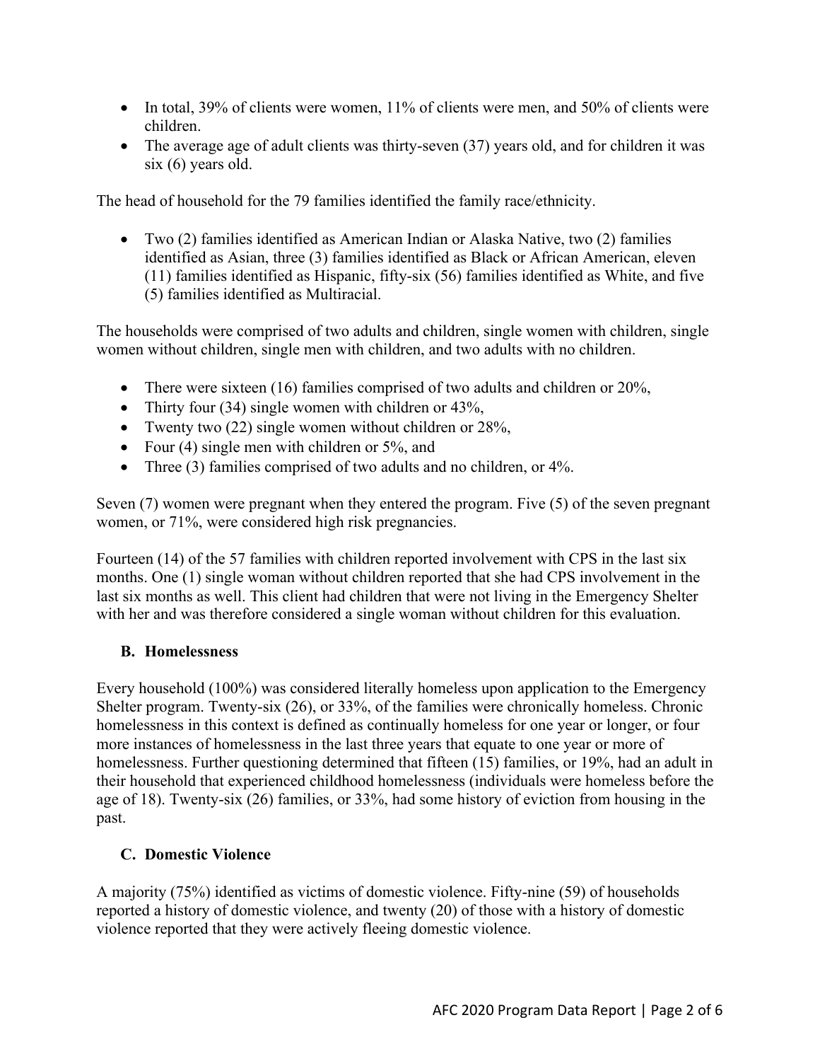- In total, 39% of clients were women, 11% of clients were men, and 50% of clients were children.
- The average age of adult clients was thirty-seven (37) years old, and for children it was six (6) years old.

The head of household for the 79 families identified the family race/ethnicity.

- Two (2) families identified as American Indian or Alaska Native, two (2) families identified as Asian, three (3) families identified as Black or African American, eleven (11) families identified as Hispanic, fifty-six (56) families identified as White, and five (5) families identified as Multiracial.

The households were comprised of two adults and children, single women with children, single women without children, single men with children, and two adults with no children.

- There were sixteen (16) families comprised of two adults and children or 20%,
- Thirty four (34) single women with children or 43%,
- Twenty two (22) single women without children or 28%,
- Four (4) single men with children or 5%, and
- Three (3) families comprised of two adults and no children, or 4%.

Seven (7) women were pregnant when they entered the program. Five (5) of the seven pregnant women, or 71%, were considered high risk pregnancies.

Fourteen (14) of the 57 families with children reported involvement with CPS in the last six months. One (1) single woman without children reported that she had CPS involvement in the last six months as well. This client had children that were not living in the Emergency Shelter with her and was therefore considered a single woman without children for this evaluation.

### B. Homelessness

Every household (100%) was considered literally homeless upon application to the Emergency Shelter program. Twenty-six (26), or 33%, of the families were chronically homeless. Chronic homelessness in this context is defined as continually homeless for one year or longer, or four more instances of homelessness in the last three years that equate to one year or more of homelessness. Further questioning determined that fifteen (15) families, or 19%, had an adult in their household that experienced childhood homelessness (individuals were homeless before the age of 18). Twenty-six (26) families, or 33%, had some history of eviction from housing in the past.

### C. Domestic Violence

A majority (75%) identified as victims of domestic violence. Fifty-nine (59) of households reported a history of domestic violence, and twenty (20) of those with a history of domestic violence reported that they were actively fleeing domestic violence.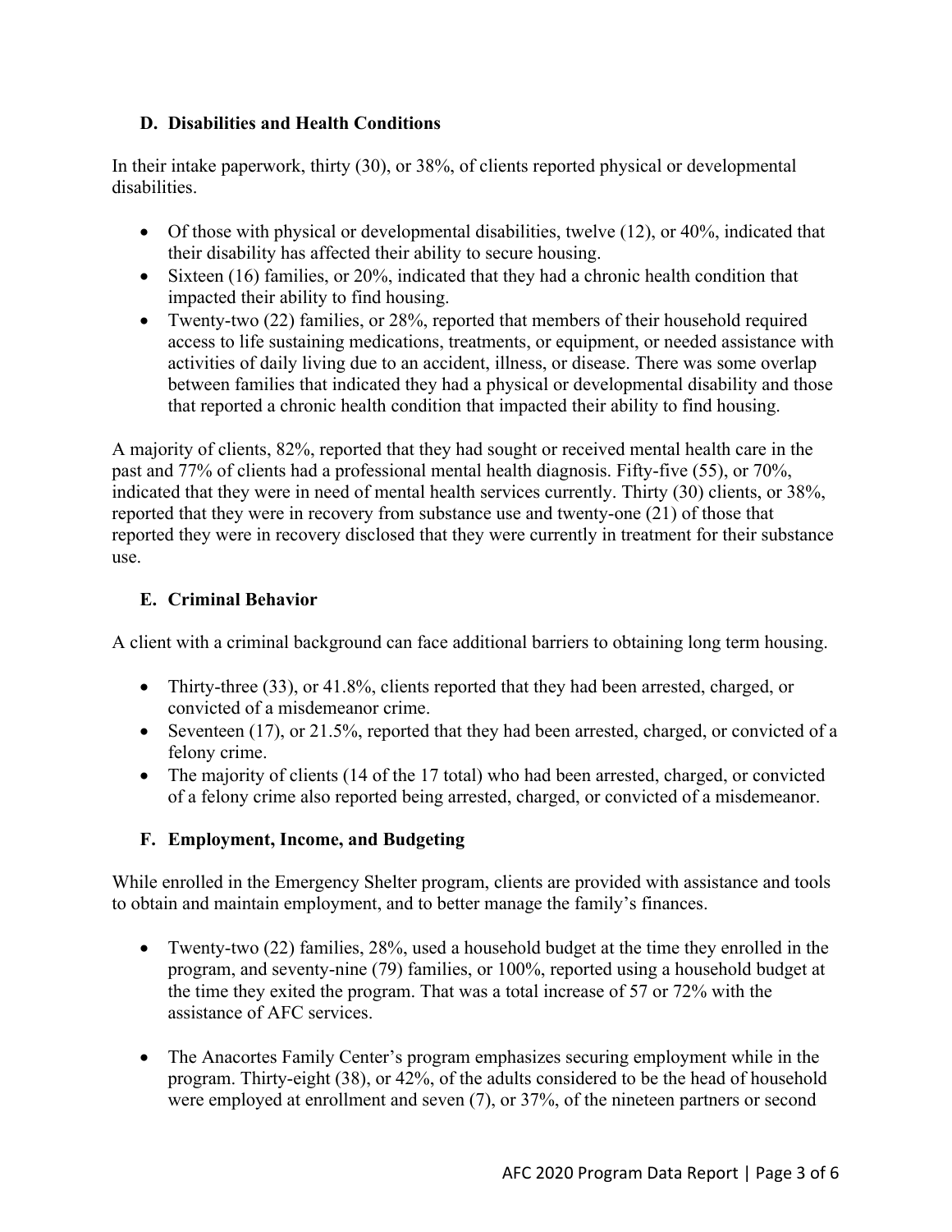### D. Disabilities and Health Conditions

In their intake paperwork, thirty (30), or 38%, of clients reported physical or developmental disabilities.

- Of those with physical or developmental disabilities, twelve (12), or 40%, indicated that their disability has affected their ability to secure housing.
- Sixteen (16) families, or 20%, indicated that they had a chronic health condition that impacted their ability to find housing.
- Twenty-two (22) families, or 28%, reported that members of their household required access to life sustaining medications, treatments, or equipment, or needed assistance with activities of daily living due to an accident, illness, or disease. There was some overlap between families that indicated they had a physical or developmental disability and those that reported a chronic health condition that impacted their ability to find housing.

A majority of clients, 82%, reported that they had sought or received mental health care in the past and 77% of clients had a professional mental health diagnosis. Fifty-five (55), or 70%, indicated that they were in need of mental health services currently. Thirty (30) clients, or 38%, reported that they were in recovery from substance use and twenty-one (21) of those that reported they were in recovery disclosed that they were currently in treatment for their substance use.

### E. Criminal Behavior

A client with a criminal background can face additional barriers to obtaining long term housing.

- Thirty-three (33), or 41.8%, clients reported that they had been arrested, charged, or convicted of a misdemeanor crime.
- Seventeen (17), or 21.5%, reported that they had been arrested, charged, or convicted of a felony crime.
- The majority of clients (14 of the 17 total) who had been arrested, charged, or convicted of a felony crime also reported being arrested, charged, or convicted of a misdemeanor.

### F. Employment, Income, and Budgeting

While enrolled in the Emergency Shelter program, clients are provided with assistance and tools to obtain and maintain employment, and to better manage the family's finances.

- Twenty-two (22) families, 28%, used a household budget at the time they enrolled in the program, and seventy-nine (79) families, or 100%, reported using a household budget at the time they exited the program. That was a total increase of 57 or 72% with the assistance of AFC services.

- The Anacortes Family Center's program emphasizes securing employment while in the program. Thirty-eight (38), or 42%, of the adults considered to be the head of household were employed at enrollment and seven (7), or 37%, of the nineteen partners or second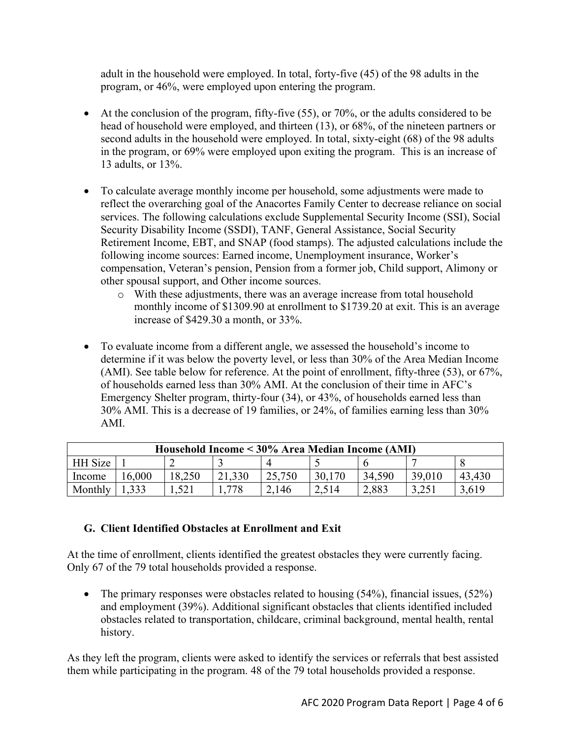adult in the household were employed. In total, forty-five (45) of the 98 adults in the program, or 46%, were employed upon entering the program.

- At the conclusion of the program, fifty-five (55), or 70%, or the adults considered to be head of household were employed, and thirteen (13), or 68%, of the nineteen partners or second adults in the household were employed. In total, sixty-eight (68) of the 98 adults in the program, or 69% were employed upon exiting the program. This is an increase of 13 adults, or 13%.

- To calculate average monthly income per household, some adjustments were made to reflect the overarching goal of the Anacortes Family Center to decrease reliance on social services. The following calculations exclude Supplemental Security Income (SSI), Social Security Disability Income (SSDI), TANF, General Assistance, Social Security Retirement Income, EBT, and SNAP (food stamps). The adjusted calculations include the following income sources: Earned income, Unemployment insurance, Worker's compensation, Veteran's pension, Pension from a former job, Child support, Alimony or other spousal support, and Other income sources.
    - With these adjustments, there was an average increase from total household monthly income of $1309.90 at enrollment to $1739.20 at exit. This is an average increase of $429.30 a month, or 33%.

- To evaluate income from a different angle, we assessed the household's income to determine if it was below the poverty level, or less than 30% of the Area Median Income (AMI). See table below for reference. At the point of enrollment, fifty-three (53), or 67%, of households earned less than 30% AMI. At the conclusion of their time in AFC's Emergency Shelter program, thirty-four (34), or 43%, of households earned less than 30% AMI. This is a decrease of 19 families, or 24%, of families earning less than 30% AMI.

| **Household Income < 30% Area Median Income (AMI)** | | | | | | | | |
|---|---|---|---|---|---|---|---|---|
| HH Size | 1 | 2 | 3 | 4 | 5 | 6 | 7 | 8 |
| Income | 16,000 | 18,250 | 21,330 | 25,750 | 30,170 | 34,590 | 39,010 | 43,430 |
| Monthly | 1,333 | 1,521 | 1,778 | 2,146 | 2,514 | 2,883 | 3,251 | 3,619 |

### G. Client Identified Obstacles at Enrollment and Exit

At the time of enrollment, clients identified the greatest obstacles they were currently facing. Only 67 of the 79 total households provided a response.

- The primary responses were obstacles related to housing (54%), financial issues, (52%) and employment (39%). Additional significant obstacles that clients identified included obstacles related to transportation, childcare, criminal background, mental health, rental history.

As they left the program, clients were asked to identify the services or referrals that best assisted them while participating in the program. 48 of the 79 total households provided a response.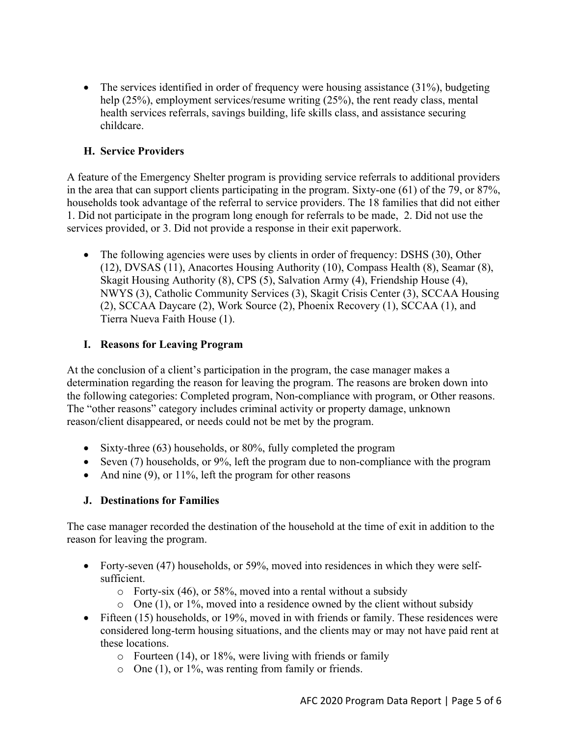- The services identified in order of frequency were housing assistance (31%), budgeting help (25%), employment services/resume writing (25%), the rent ready class, mental health services referrals, savings building, life skills class, and assistance securing childcare.

### H. Service Providers

A feature of the Emergency Shelter program is providing service referrals to additional providers in the area that can support clients participating in the program. Sixty-one (61) of the 79, or 87%, households took advantage of the referral to service providers. The 18 families that did not either 1. Did not participate in the program long enough for referrals to be made, 2. Did not use the services provided, or 3. Did not provide a response in their exit paperwork.

- The following agencies were uses by clients in order of frequency: DSHS (30), Other (12), DVSAS (11), Anacortes Housing Authority (10), Compass Health (8), Seamar (8), Skagit Housing Authority (8), CPS (5), Salvation Army (4), Friendship House (4), NWYS (3), Catholic Community Services (3), Skagit Crisis Center (3), SCCAA Housing (2), SCCAA Daycare (2), Work Source (2), Phoenix Recovery (1), SCCAA (1), and Tierra Nueva Faith House (1).

### I. Reasons for Leaving Program

At the conclusion of a client's participation in the program, the case manager makes a determination regarding the reason for leaving the program. The reasons are broken down into the following categories: Completed program, Non-compliance with program, or Other reasons. The "other reasons" category includes criminal activity or property damage, unknown reason/client disappeared, or needs could not be met by the program.

- Sixty-three (63) households, or 80%, fully completed the program
- Seven (7) households, or 9%, left the program due to non-compliance with the program
- And nine (9), or 11%, left the program for other reasons

### J. Destinations for Families

The case manager recorded the destination of the household at the time of exit in addition to the reason for leaving the program.

- Forty-seven (47) households, or 59%, moved into residences in which they were self-sufficient.
  - Forty-six (46), or 58%, moved into a rental without a subsidy
  - One (1), or 1%, moved into a residence owned by the client without subsidy
- Fifteen (15) households, or 19%, moved in with friends or family. These residences were considered long-term housing situations, and the clients may or may not have paid rent at these locations.
  - Fourteen (14), or 18%, were living with friends or family
  - One (1), or 1%, was renting from family or friends.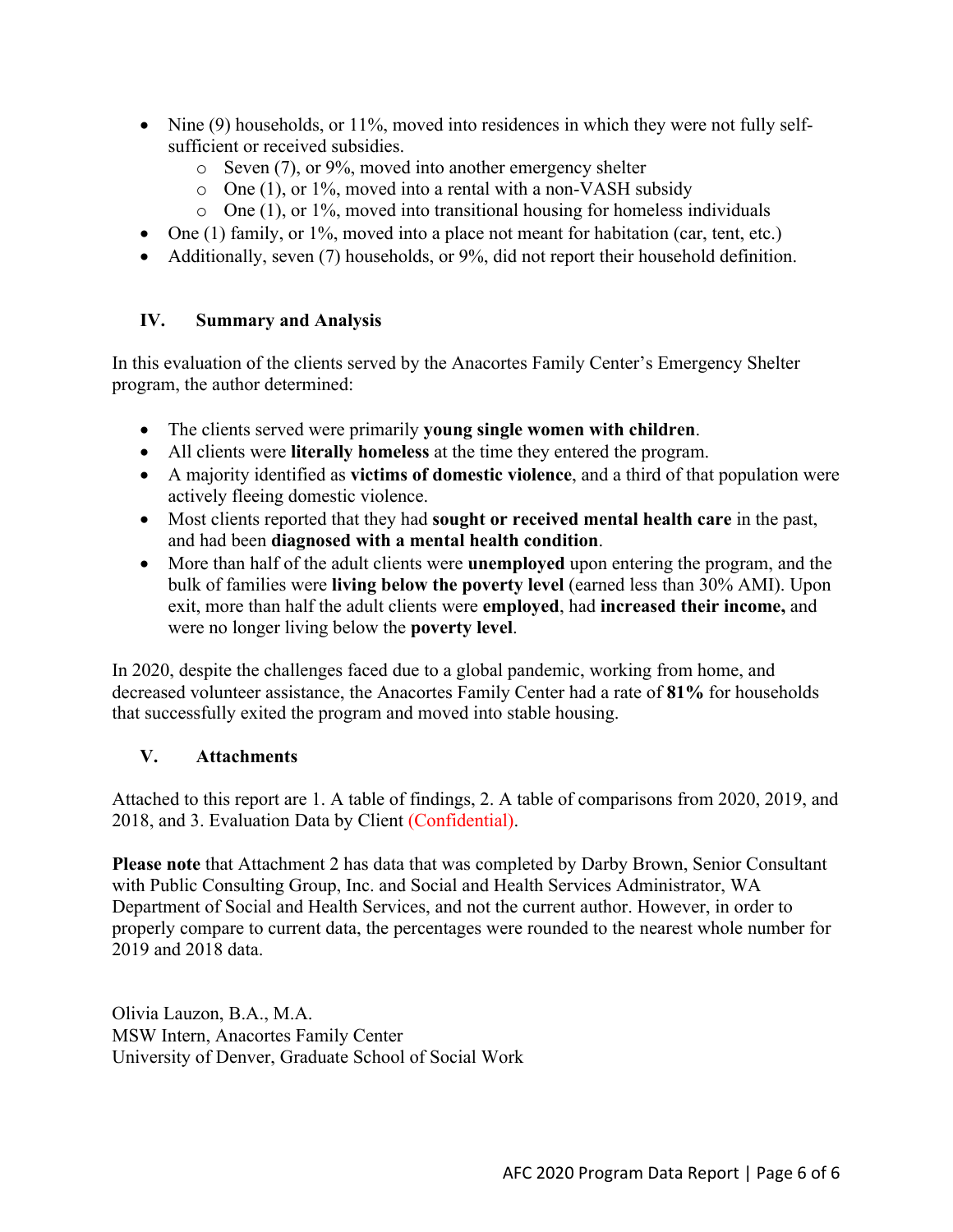- Nine (9) households, or 11%, moved into residences in which they were not fully self-sufficient or received subsidies.
    - Seven (7), or 9%, moved into another emergency shelter
    - One (1), or 1%, moved into a rental with a non-VASH subsidy
    - One (1), or 1%, moved into transitional housing for homeless individuals
- One (1) family, or 1%, moved into a place not meant for habitation (car, tent, etc.)
- Additionally, seven (7) households, or 9%, did not report their household definition.

## IV. Summary and Analysis

In this evaluation of the clients served by the Anacortes Family Center's Emergency Shelter program, the author determined:

- The clients served were primarily **young single women with children**.
- All clients were **literally homeless** at the time they entered the program.
- A majority identified as **victims of domestic violence**, and a third of that population were actively fleeing domestic violence.
- Most clients reported that they had **sought or received mental health care** in the past, and had been **diagnosed with a mental health condition**.
- More than half of the adult clients were **unemployed** upon entering the program, and the bulk of families were **living below the poverty level** (earned less than 30% AMI). Upon exit, more than half the adult clients were **employed**, had **increased their income,** and were no longer living below the **poverty level**.

In 2020, despite the challenges faced due to a global pandemic, working from home, and decreased volunteer assistance, the Anacortes Family Center had a rate of **81%** for households that successfully exited the program and moved into stable housing.

## V. Attachments

Attached to this report are 1. A table of findings, 2. A table of comparisons from 2020, 2019, and 2018, and 3. Evaluation Data by Client (Confidential).

**Please note** that Attachment 2 has data that was completed by Darby Brown, Senior Consultant with Public Consulting Group, Inc. and Social and Health Services Administrator, WA Department of Social and Health Services, and not the current author. However, in order to properly compare to current data, the percentages were rounded to the nearest whole number for 2019 and 2018 data.

Olivia Lauzon, B.A., M.A.
MSW Intern, Anacortes Family Center
University of Denver, Graduate School of Social Work